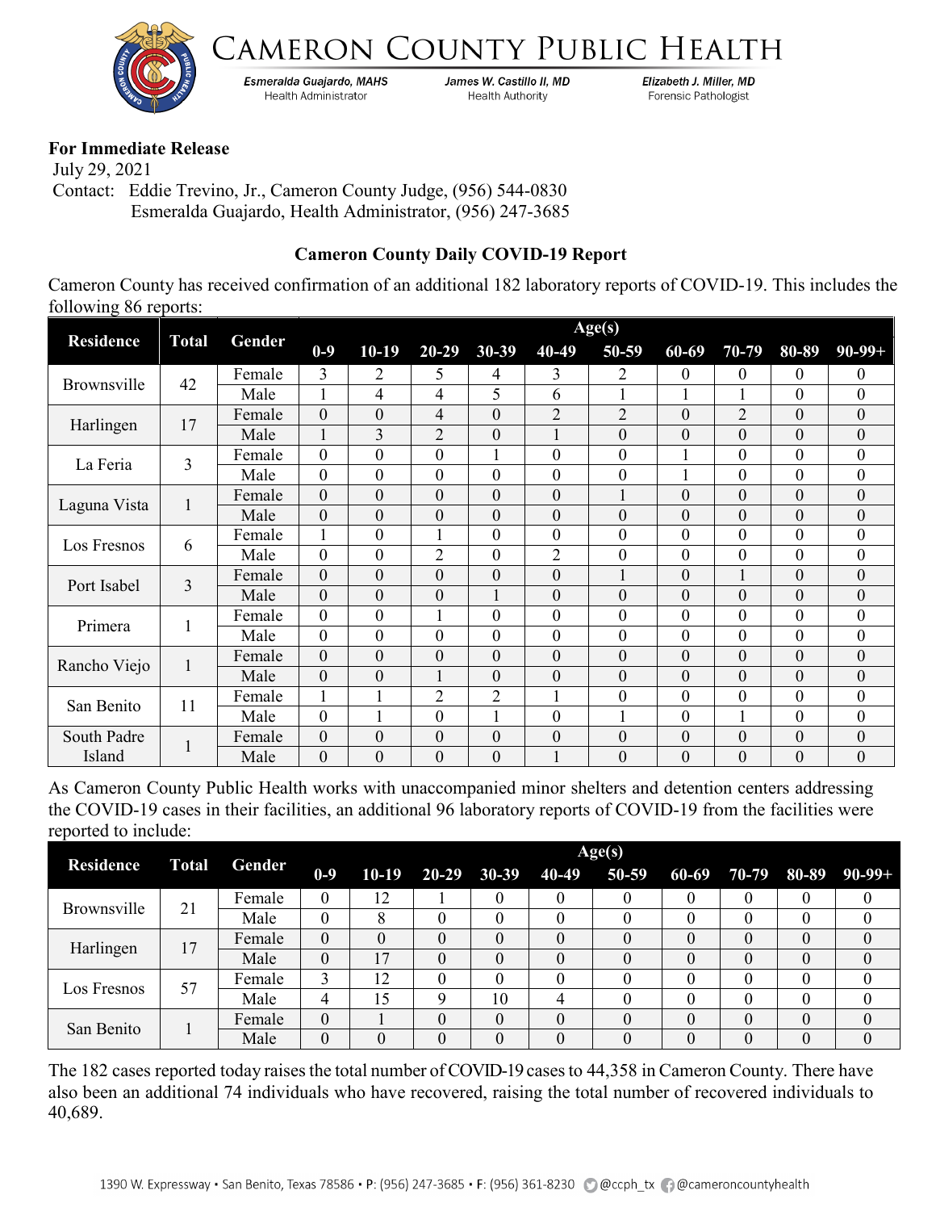# CAMERON COUNTY PUBLIC HEALTH

*Esmeralda Guajardo, MAHS* — Health Administrator
*James W. Castillo II, MD* — Health Authority
*Elizabeth J. Miller, MD* — Forensic Pathologist

**For Immediate Release**
July 29, 2021
Contact: Eddie Trevino, Jr., Cameron County Judge, (956) 544-0830
Esmeralda Guajardo, Health Administrator, (956) 247-3685

## Cameron County Daily COVID-19 Report

Cameron County has received confirmation of an additional 182 laboratory reports of COVID-19. This includes the following 86 reports:

| Residence | Total | Gender | Age(s) | | | | | | | | | |
|---|---|---|---|---|---|---|---|---|---|---|---|---|
| | | | 0-9 | 10-19 | 20-29 | 30-39 | 40-49 | 50-59 | 60-69 | 70-79 | 80-89 | 90-99+ |
| Brownsville | 42 | Female | 3 | 2 | 5 | 4 | 3 | 2 | 0 | 0 | 0 | 0 |
| | | Male | 1 | 4 | 4 | 5 | 6 | 1 | 1 | 1 | 0 | 0 |
| Harlingen | 17 | Female | 0 | 0 | 4 | 0 | 2 | 2 | 0 | 2 | 0 | 0 |
| | | Male | 1 | 3 | 2 | 0 | 1 | 0 | 0 | 0 | 0 | 0 |
| La Feria | 3 | Female | 0 | 0 | 0 | 1 | 0 | 0 | 1 | 0 | 0 | 0 |
| | | Male | 0 | 0 | 0 | 0 | 0 | 0 | 1 | 0 | 0 | 0 |
| Laguna Vista | 1 | Female | 0 | 0 | 0 | 0 | 0 | 1 | 0 | 0 | 0 | 0 |
| | | Male | 0 | 0 | 0 | 0 | 0 | 0 | 0 | 0 | 0 | 0 |
| Los Fresnos | 6 | Female | 1 | 0 | 1 | 0 | 0 | 0 | 0 | 0 | 0 | 0 |
| | | Male | 0 | 0 | 2 | 0 | 2 | 0 | 0 | 0 | 0 | 0 |
| Port Isabel | 3 | Female | 0 | 0 | 0 | 0 | 0 | 1 | 0 | 1 | 0 | 0 |
| | | Male | 0 | 0 | 0 | 1 | 0 | 0 | 0 | 0 | 0 | 0 |
| Primera | 1 | Female | 0 | 0 | 1 | 0 | 0 | 0 | 0 | 0 | 0 | 0 |
| | | Male | 0 | 0 | 0 | 0 | 0 | 0 | 0 | 0 | 0 | 0 |
| Rancho Viejo | 1 | Female | 0 | 0 | 0 | 0 | 0 | 0 | 0 | 0 | 0 | 0 |
| | | Male | 0 | 0 | 1 | 0 | 0 | 0 | 0 | 0 | 0 | 0 |
| San Benito | 11 | Female | 1 | 1 | 2 | 2 | 1 | 0 | 0 | 0 | 0 | 0 |
| | | Male | 0 | 1 | 0 | 1 | 0 | 1 | 0 | 1 | 0 | 0 |
| South Padre Island | 1 | Female | 0 | 0 | 0 | 0 | 0 | 0 | 0 | 0 | 0 | 0 |
| | | Male | 0 | 0 | 0 | 0 | 1 | 0 | 0 | 0 | 0 | 0 |

As Cameron County Public Health works with unaccompanied minor shelters and detention centers addressing the COVID-19 cases in their facilities, an additional 96 laboratory reports of COVID-19 from the facilities were reported to include:

| Residence | Total | Gender | Age(s) | | | | | | | | | |
|---|---|---|---|---|---|---|---|---|---|---|---|---|
| | | | 0-9 | 10-19 | 20-29 | 30-39 | 40-49 | 50-59 | 60-69 | 70-79 | 80-89 | 90-99+ |
| Brownsville | 21 | Female | 0 | 12 | 1 | 0 | 0 | 0 | 0 | 0 | 0 | 0 |
| | | Male | 0 | 8 | 0 | 0 | 0 | 0 | 0 | 0 | 0 | 0 |
| Harlingen | 17 | Female | 0 | 0 | 0 | 0 | 0 | 0 | 0 | 0 | 0 | 0 |
| | | Male | 0 | 17 | 0 | 0 | 0 | 0 | 0 | 0 | 0 | 0 |
| Los Fresnos | 57 | Female | 3 | 12 | 0 | 0 | 0 | 0 | 0 | 0 | 0 | 0 |
| | | Male | 4 | 15 | 9 | 10 | 4 | 0 | 0 | 0 | 0 | 0 |
| San Benito | 1 | Female | 0 | 1 | 0 | 0 | 0 | 0 | 0 | 0 | 0 | 0 |
| | | Male | 0 | 0 | 0 | 0 | 0 | 0 | 0 | 0 | 0 | 0 |

The 182 cases reported today raises the total number of COVID-19 cases to 44,358 in Cameron County. There have also been an additional 74 individuals who have recovered, raising the total number of recovered individuals to 40,689.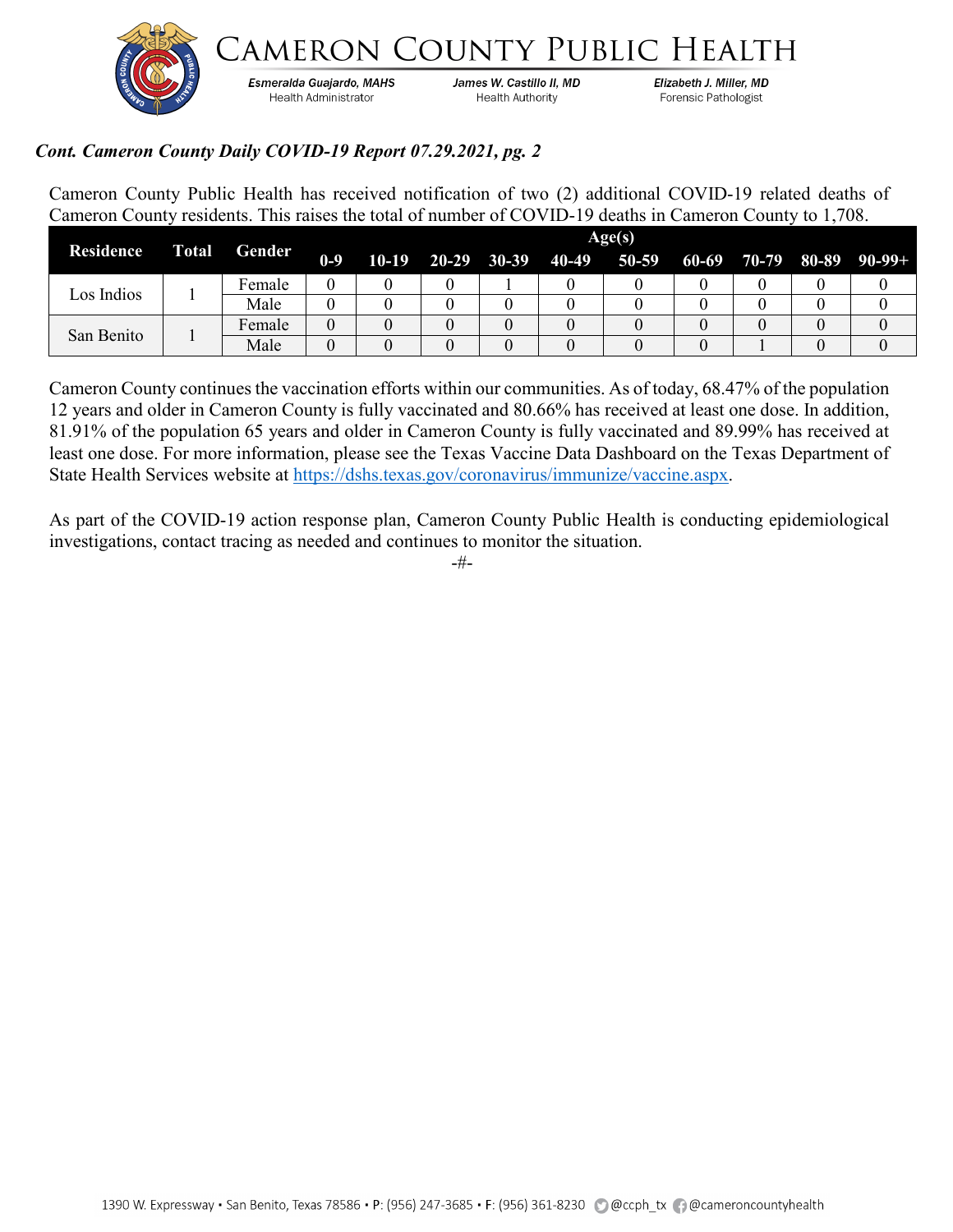**CAMERON COUNTY PUBLIC HEALTH**

*Esmeralda Guajardo, MAHS* Health Administrator | *James W. Castillo II, MD* Health Authority | *Elizabeth J. Miller, MD* Forensic Pathologist

***Cont. Cameron County Daily COVID-19 Report 07.29.2021, pg. 2***

Cameron County Public Health has received notification of two (2) additional COVID-19 related deaths of Cameron County residents. This raises the total of number of COVID-19 deaths in Cameron County to 1,708.

| Residence | Total | Gender | Age(s) | | | | | | | | | |
|---|---|---|---|---|---|---|---|---|---|---|---|---|
| | | | 0-9 | 10-19 | 20-29 | 30-39 | 40-49 | 50-59 | 60-69 | 70-79 | 80-89 | 90-99+ |
| Los Indios | 1 | Female | 0 | 0 | 0 | 1 | 0 | 0 | 0 | 0 | 0 | 0 |
| | | Male | 0 | 0 | 0 | 0 | 0 | 0 | 0 | 0 | 0 | 0 |
| San Benito | 1 | Female | 0 | 0 | 0 | 0 | 0 | 0 | 0 | 0 | 0 | 0 |
| | | Male | 0 | 0 | 0 | 0 | 0 | 0 | 0 | 1 | 0 | 0 |

Cameron County continues the vaccination efforts within our communities. As of today, 68.47% of the population 12 years and older in Cameron County is fully vaccinated and 80.66% has received at least one dose. In addition, 81.91% of the population 65 years and older in Cameron County is fully vaccinated and 89.99% has received at least one dose. For more information, please see the Texas Vaccine Data Dashboard on the Texas Department of State Health Services website at https://dshs.texas.gov/coronavirus/immunize/vaccine.aspx.

As part of the COVID-19 action response plan, Cameron County Public Health is conducting epidemiological investigations, contact tracing as needed and continues to monitor the situation.

-#-

1390 W. Expressway • San Benito, Texas 78586 • P: (956) 247-3685 • F: (956) 361-8230 @ccph_tx @cameroncountyhealth